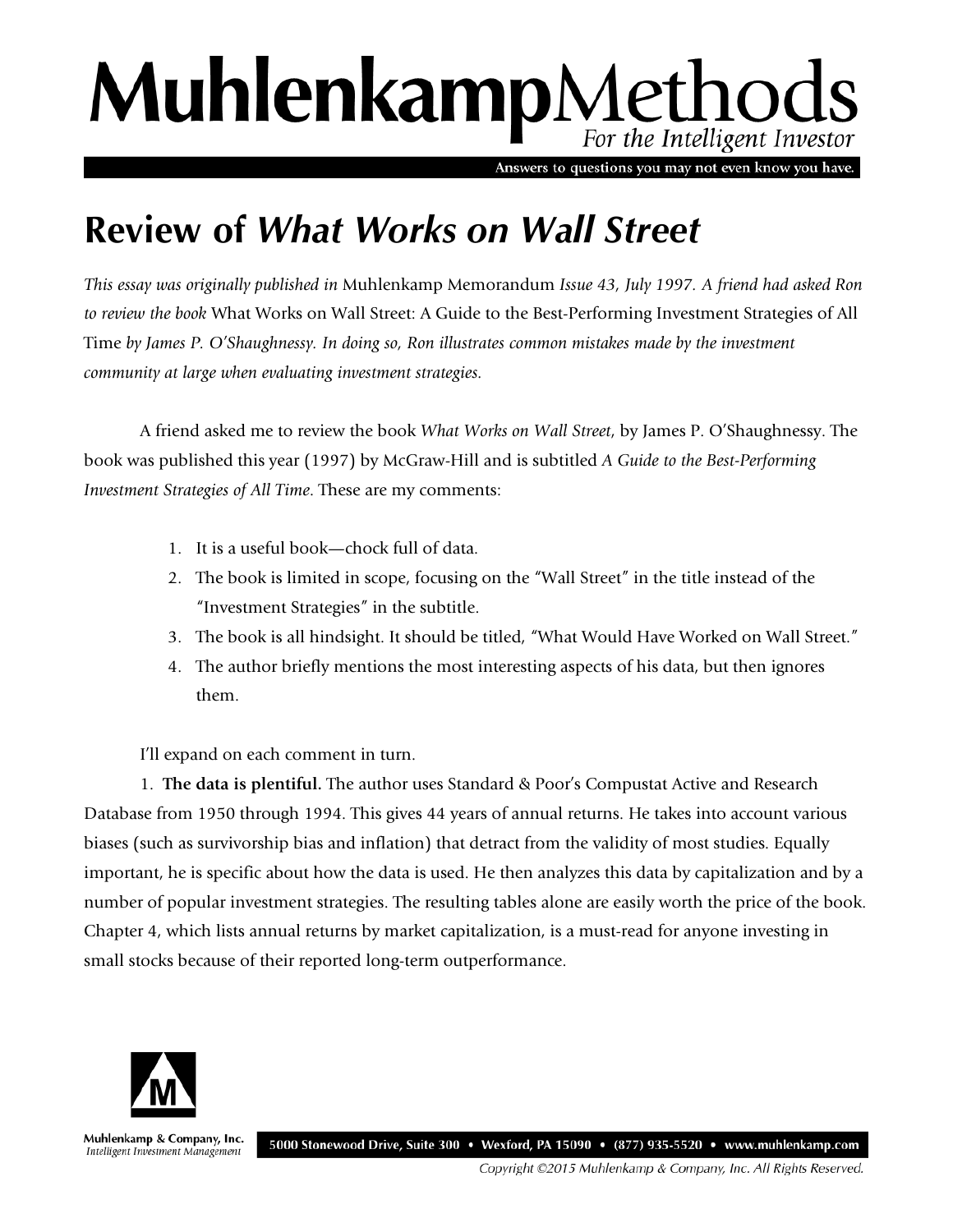# MuhlenkampMethods

*For the Intelligent Investor*

Answers to questions you may not even know you have.

## Review of *What Works on Wall Street*

*This essay was originally published in* Muhlenkamp Memorandum *Issue 43, July 1997. A friend had asked Ron to review the book* What Works on Wall Street: A Guide to the Best-Performing Investment Strategies of All Time *by James P. O'Shaughnessy. In doing so, Ron illustrates common mistakes made by the investment community at large when evaluating investment strategies.*

A friend asked me to review the book *What Works on Wall Street*, by James P. O'Shaughnessy. The book was published this year (1997) by McGraw-Hill and is subtitled *A Guide to the Best-Performing Investment Strategies of All Time*. These are my comments:

1. It is a useful book—chock full of data.
2. The book is limited in scope, focusing on the "Wall Street" in the title instead of the "Investment Strategies" in the subtitle.
3. The book is all hindsight. It should be titled, "What Would Have Worked on Wall Street."
4. The author briefly mentions the most interesting aspects of his data, but then ignores them.

I'll expand on each comment in turn.

1. **The data is plentiful.** The author uses Standard & Poor's Compustat Active and Research Database from 1950 through 1994. This gives 44 years of annual returns. He takes into account various biases (such as survivorship bias and inflation) that detract from the validity of most studies. Equally important, he is specific about how the data is used. He then analyzes this data by capitalization and by a number of popular investment strategies. The resulting tables alone are easily worth the price of the book. Chapter 4, which lists annual returns by market capitalization, is a must-read for anyone investing in small stocks because of their reported long-term outperformance.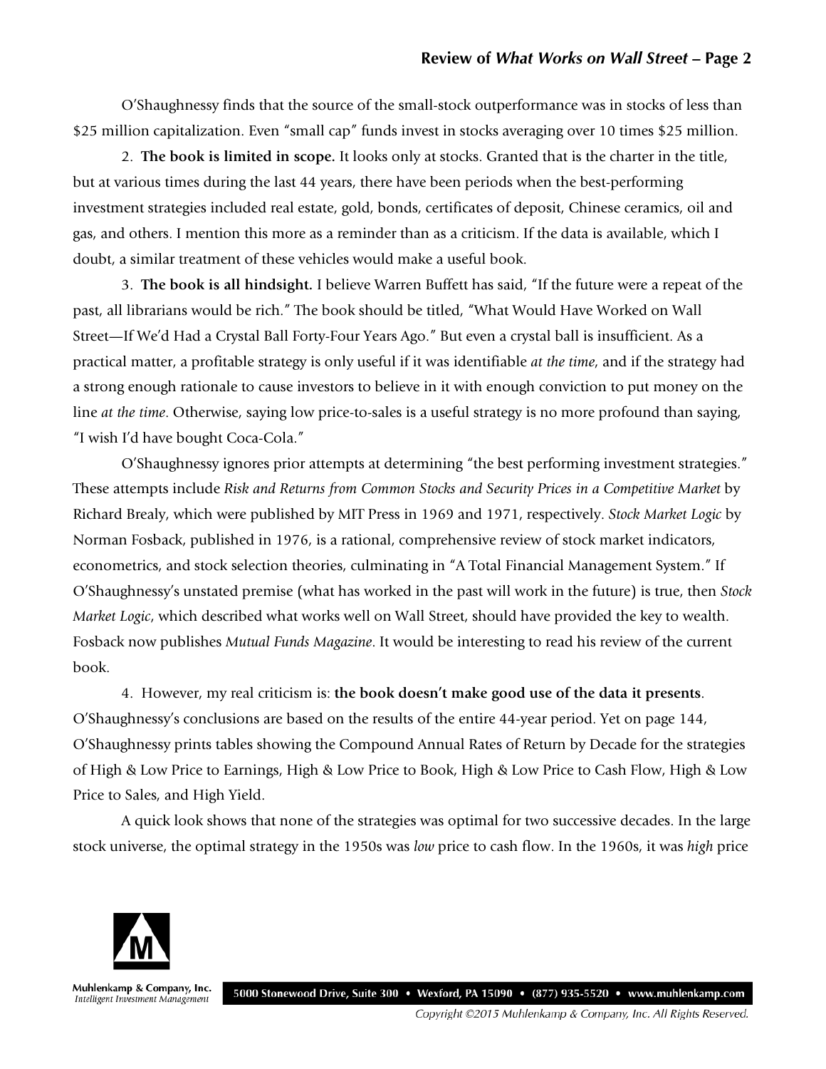O'Shaughnessy finds that the source of the small-stock outperformance was in stocks of less than $25 million capitalization. Even "small cap" funds invest in stocks averaging over 10 times $25 million.

2. **The book is limited in scope.** It looks only at stocks. Granted that is the charter in the title, but at various times during the last 44 years, there have been periods when the best-performing investment strategies included real estate, gold, bonds, certificates of deposit, Chinese ceramics, oil and gas, and others. I mention this more as a reminder than as a criticism. If the data is available, which I doubt, a similar treatment of these vehicles would make a useful book.

3. **The book is all hindsight.** I believe Warren Buffett has said, "If the future were a repeat of the past, all librarians would be rich." The book should be titled, "What Would Have Worked on Wall Street—If We'd Had a Crystal Ball Forty-Four Years Ago." But even a crystal ball is insufficient. As a practical matter, a profitable strategy is only useful if it was identifiable *at the time*, and if the strategy had a strong enough rationale to cause investors to believe in it with enough conviction to put money on the line *at the time*. Otherwise, saying low price-to-sales is a useful strategy is no more profound than saying, "I wish I'd have bought Coca-Cola."

O'Shaughnessy ignores prior attempts at determining "the best performing investment strategies." These attempts include *Risk and Returns from Common Stocks and Security Prices in a Competitive Market* by Richard Brealy, which were published by MIT Press in 1969 and 1971, respectively. *Stock Market Logic* by Norman Fosback, published in 1976, is a rational, comprehensive review of stock market indicators, econometrics, and stock selection theories, culminating in "A Total Financial Management System." If O'Shaughnessy's unstated premise (what has worked in the past will work in the future) is true, then *Stock Market Logic*, which described what works well on Wall Street, should have provided the key to wealth. Fosback now publishes *Mutual Funds Magazine*. It would be interesting to read his review of the current book.

4. However, my real criticism is: **the book doesn't make good use of the data it presents**. O'Shaughnessy's conclusions are based on the results of the entire 44-year period. Yet on page 144, O'Shaughnessy prints tables showing the Compound Annual Rates of Return by Decade for the strategies of High & Low Price to Earnings, High & Low Price to Book, High & Low Price to Cash Flow, High & Low Price to Sales, and High Yield.

A quick look shows that none of the strategies was optimal for two successive decades. In the large stock universe, the optimal strategy in the 1950s was *low* price to cash flow. In the 1960s, it was *high* price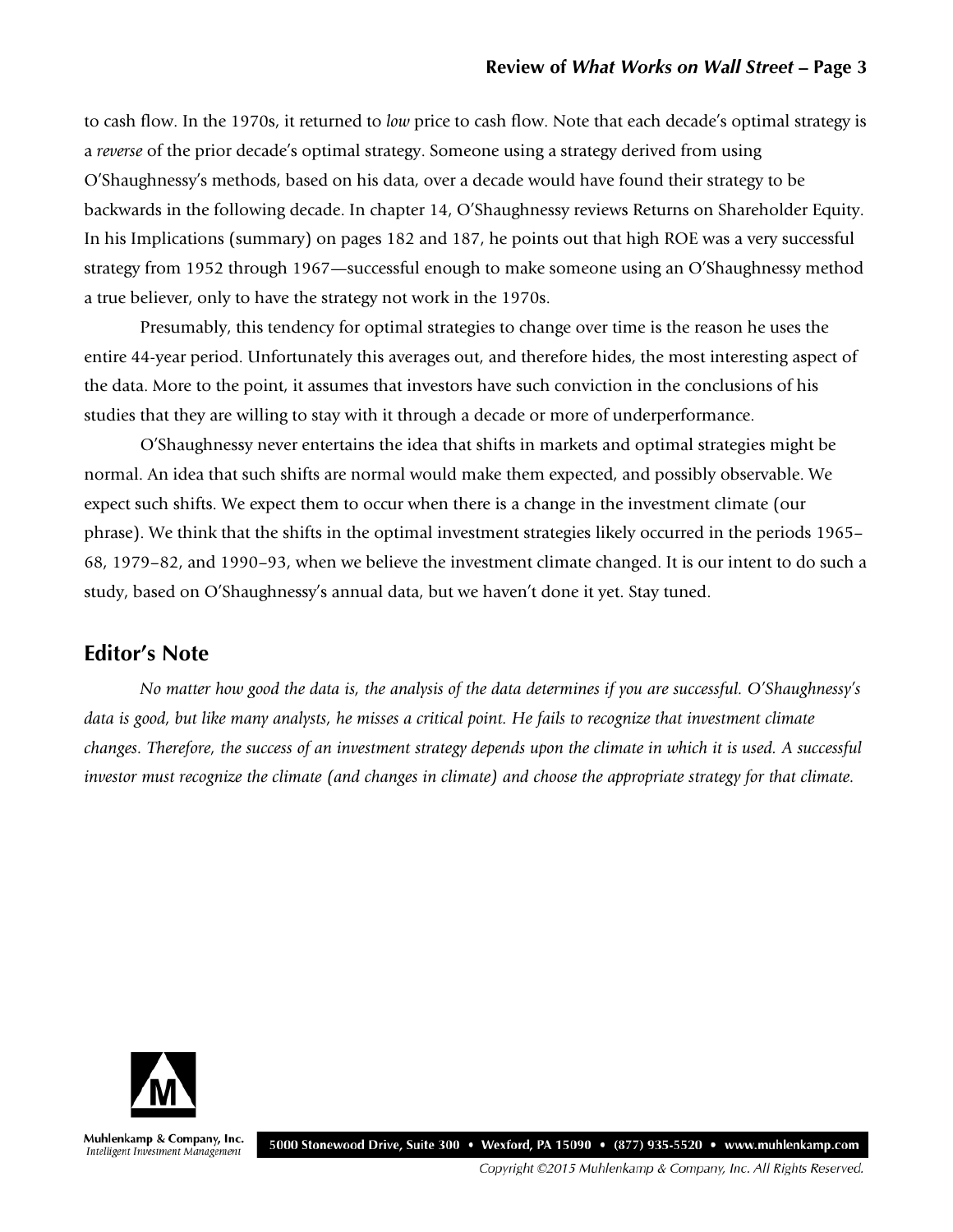to cash flow. In the 1970s, it returned to *low* price to cash flow. Note that each decade's optimal strategy is a *reverse* of the prior decade's optimal strategy. Someone using a strategy derived from using O'Shaughnessy's methods, based on his data, over a decade would have found their strategy to be backwards in the following decade. In chapter 14, O'Shaughnessy reviews Returns on Shareholder Equity. In his Implications (summary) on pages 182 and 187, he points out that high ROE was a very successful strategy from 1952 through 1967—successful enough to make someone using an O'Shaughnessy method a true believer, only to have the strategy not work in the 1970s.

Presumably, this tendency for optimal strategies to change over time is the reason he uses the entire 44-year period. Unfortunately this averages out, and therefore hides, the most interesting aspect of the data. More to the point, it assumes that investors have such conviction in the conclusions of his studies that they are willing to stay with it through a decade or more of underperformance.

O'Shaughnessy never entertains the idea that shifts in markets and optimal strategies might be normal. An idea that such shifts are normal would make them expected, and possibly observable. We expect such shifts. We expect them to occur when there is a change in the investment climate (our phrase). We think that the shifts in the optimal investment strategies likely occurred in the periods 1965–68, 1979–82, and 1990–93, when we believe the investment climate changed. It is our intent to do such a study, based on O'Shaughnessy's annual data, but we haven't done it yet. Stay tuned.

## Editor's Note

*No matter how good the data is, the analysis of the data determines if you are successful. O'Shaughnessy's data is good, but like many analysts, he misses a critical point. He fails to recognize that investment climate changes. Therefore, the success of an investment strategy depends upon the climate in which it is used. A successful investor must recognize the climate (and changes in climate) and choose the appropriate strategy for that climate.*

Muhlenkamp & Company, Inc.
*Intelligent Investment Management*

5000 Stonewood Drive, Suite 300 • Wexford, PA 15090 • (877) 935-5520 • www.muhlenkamp.com

*Copyright ©2015 Muhlenkamp & Company, Inc. All Rights Reserved.*